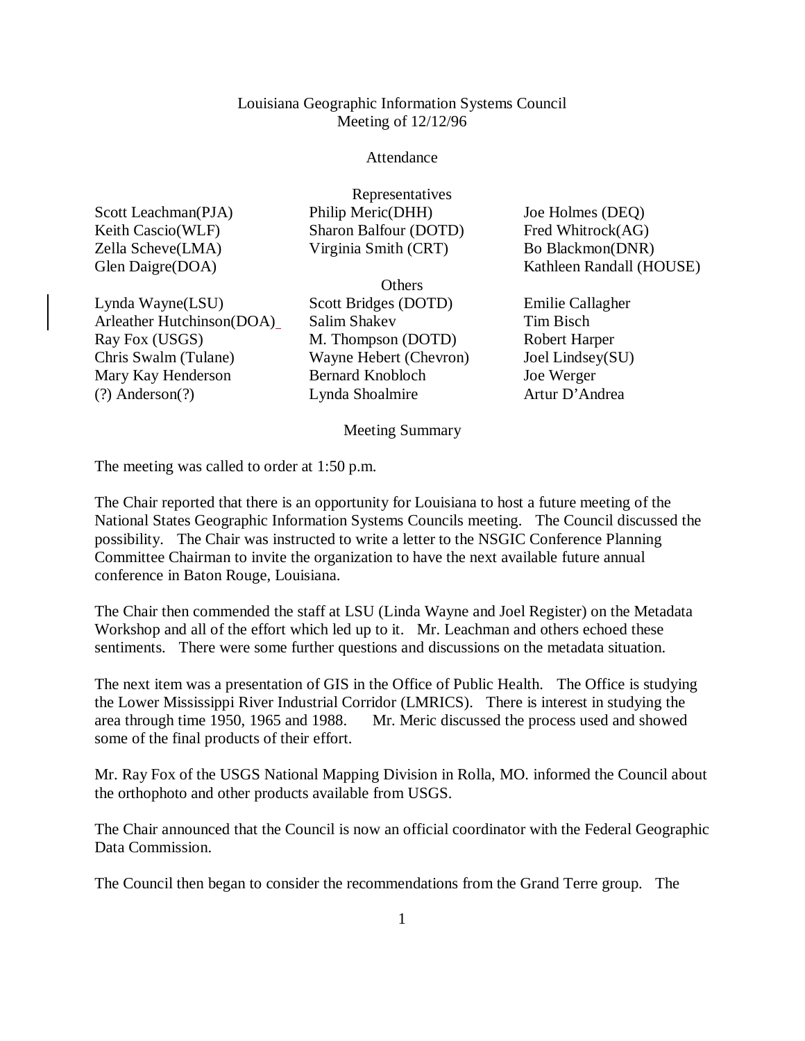# Louisiana Geographic Information Systems Council
## Meeting of 12/12/96

### Attendance

#### Representatives

| | | |
|---|---|---|
| Scott Leachman(PJA) | Philip Meric(DHH) | Joe Holmes (DEQ) |
| Keith Cascio(WLF) | Sharon Balfour (DOTD) | Fred Whitrock(AG) |
| Zella Scheve(LMA) | Virginia Smith (CRT) | Bo Blackmon(DNR) |
| Glen Daigre(DOA) | | Kathleen Randall (HOUSE) |

#### Others

| | | |
|---|---|---|
| Lynda Wayne(LSU) | Scott Bridges (DOTD) | Emilie Callagher |
| Arleather Hutchinson(DOA) | Salim Shakev | Tim Bisch |
| Ray Fox (USGS) | M. Thompson (DOTD) | Robert Harper |
| Chris Swalm (Tulane) | Wayne Hebert (Chevron) | Joel Lindsey(SU) |
| Mary Kay Henderson | Bernard Knobloch | Joe Werger |
| (?) Anderson(?) | Lynda Shoalmire | Artur D'Andrea |

### Meeting Summary

The meeting was called to order at 1:50 p.m.

The Chair reported that there is an opportunity for Louisiana to host a future meeting of the National States Geographic Information Systems Councils meeting. The Council discussed the possibility. The Chair was instructed to write a letter to the NSGIC Conference Planning Committee Chairman to invite the organization to have the next available future annual conference in Baton Rouge, Louisiana.

The Chair then commended the staff at LSU (Linda Wayne and Joel Register) on the Metadata Workshop and all of the effort which led up to it. Mr. Leachman and others echoed these sentiments. There were some further questions and discussions on the metadata situation.

The next item was a presentation of GIS in the Office of Public Health. The Office is studying the Lower Mississippi River Industrial Corridor (LMRICS). There is interest in studying the area through time 1950, 1965 and 1988. Mr. Meric discussed the process used and showed some of the final products of their effort.

Mr. Ray Fox of the USGS National Mapping Division in Rolla, MO. informed the Council about the orthophoto and other products available from USGS.

The Chair announced that the Council is now an official coordinator with the Federal Geographic Data Commission.

The Council then began to consider the recommendations from the Grand Terre group. The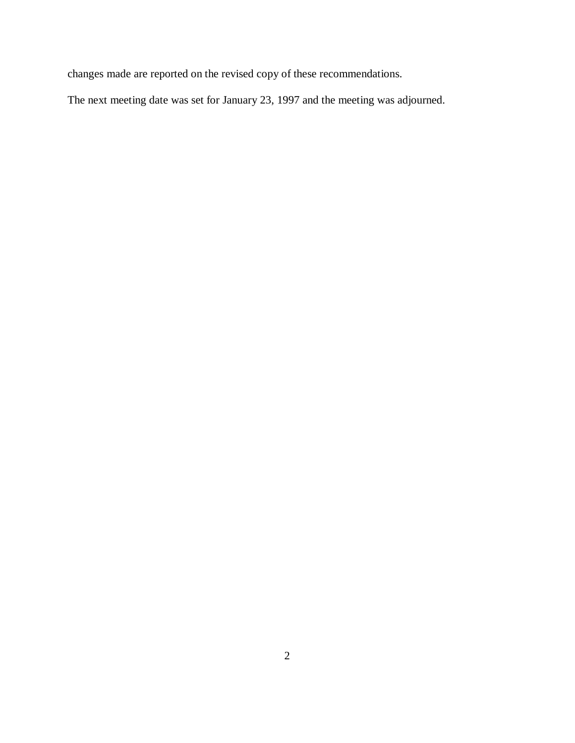changes made are reported on the revised copy of these recommendations.

The next meeting date was set for January 23, 1997 and the meeting was adjourned.